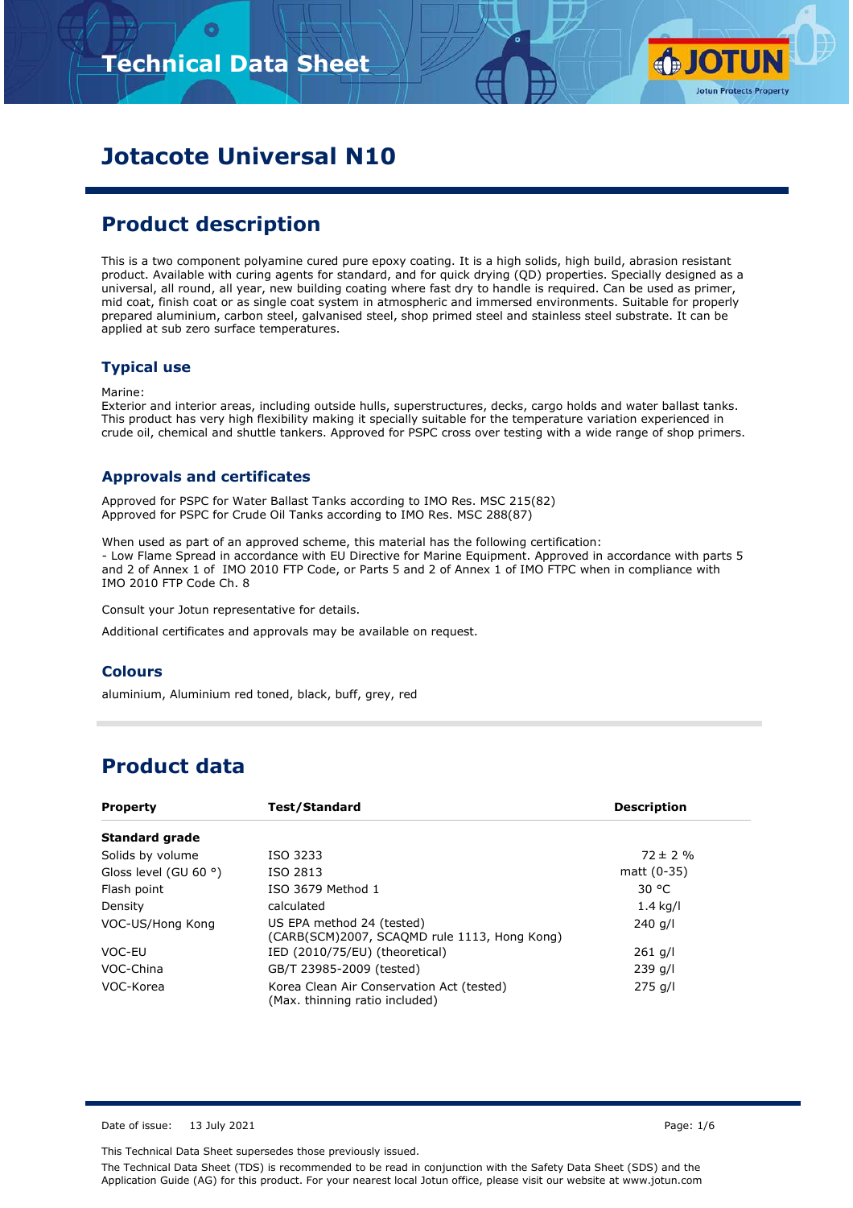# Technical Data Sheet

# Jotacote Universal N10

## Product description

This is a two component polyamine cured pure epoxy coating. It is a high solids, high build, abrasion resistant product. Available with curing agents for standard, and for quick drying (QD) properties. Specially designed as a universal, all round, all year, new building coating where fast dry to handle is required. Can be used as primer, mid coat, finish coat or as single coat system in atmospheric and immersed environments. Suitable for properly prepared aluminium, carbon steel, galvanised steel, shop primed steel and stainless steel substrate. It can be applied at sub zero surface temperatures.

### Typical use

Marine:
Exterior and interior areas, including outside hulls, superstructures, decks, cargo holds and water ballast tanks. This product has very high flexibility making it specially suitable for the temperature variation experienced in crude oil, chemical and shuttle tankers. Approved for PSPC cross over testing with a wide range of shop primers.

### Approvals and certificates

Approved for PSPC for Water Ballast Tanks according to IMO Res. MSC 215(82)
Approved for PSPC for Crude Oil Tanks according to IMO Res. MSC 288(87)

When used as part of an approved scheme, this material has the following certification:
- Low Flame Spread in accordance with EU Directive for Marine Equipment. Approved in accordance with parts 5 and 2 of Annex 1 of IMO 2010 FTP Code, or Parts 5 and 2 of Annex 1 of IMO FTPC when in compliance with IMO 2010 FTP Code Ch. 8

Consult your Jotun representative for details.

Additional certificates and approvals may be available on request.

### Colours

aluminium, Aluminium red toned, black, buff, grey, red

## Product data

| Property | Test/Standard | Description |
|---|---|---|
| **Standard grade** | | |
| Solids by volume | ISO 3233 | 72 ± 2 % |
| Gloss level (GU 60 °) | ISO 2813 | matt (0-35) |
| Flash point | ISO 3679 Method 1 | 30 °C |
| Density | calculated | 1.4 kg/l |
| VOC-US/Hong Kong | US EPA method 24 (tested) (CARB(SCM)2007, SCAQMD rule 1113, Hong Kong) | 240 g/l |
| VOC-EU | IED (2010/75/EU) (theoretical) | 261 g/l |
| VOC-China | GB/T 23985-2009 (tested) | 239 g/l |
| VOC-Korea | Korea Clean Air Conservation Act (tested) (Max. thinning ratio included) | 275 g/l |

Date of issue: 13 July 2021

This Technical Data Sheet supersedes those previously issued.

The Technical Data Sheet (TDS) is recommended to be read in conjunction with the Safety Data Sheet (SDS) and the Application Guide (AG) for this product. For your nearest local Jotun office, please visit our website at www.jotun.com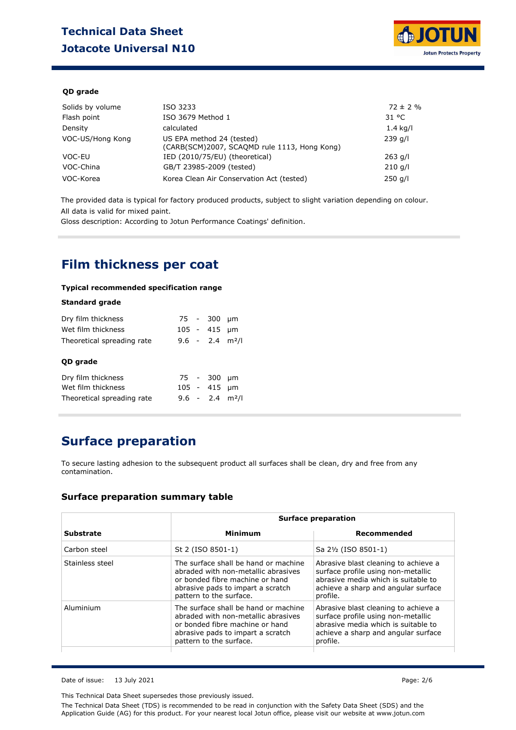**QD grade**

| | | |
|---|---|---|
| Solids by volume | ISO 3233 | 72 ± 2 % |
| Flash point | ISO 3679 Method 1 | 31 °C |
| Density | calculated | 1.4 kg/l |
| VOC-US/Hong Kong | US EPA method 24 (tested) (CARB(SCM)2007, SCAQMD rule 1113, Hong Kong) | 239 g/l |
| VOC-EU | IED (2010/75/EU) (theoretical) | 263 g/l |
| VOC-China | GB/T 23985-2009 (tested) | 210 g/l |
| VOC-Korea | Korea Clean Air Conservation Act (tested) | 250 g/l |

The provided data is typical for factory produced products, subject to slight variation depending on colour.
All data is valid for mixed paint.
Gloss description: According to Jotun Performance Coatings' definition.

## Film thickness per coat

**Typical recommended specification range**

**Standard grade**

| | | | | |
|---|---|---|---|---|
| Dry film thickness | 75 | - | 300 | µm |
| Wet film thickness | 105 | - | 415 | µm |
| Theoretical spreading rate | 9.6 | - | 2.4 | m²/l |

**QD grade**

| | | | | |
|---|---|---|---|---|
| Dry film thickness | 75 | - | 300 | µm |
| Wet film thickness | 105 | - | 415 | µm |
| Theoretical spreading rate | 9.6 | - | 2.4 | m²/l |

## Surface preparation

To secure lasting adhesion to the subsequent product all surfaces shall be clean, dry and free from any contamination.

### Surface preparation summary table

| | Surface preparation | |
|---|---|---|
| **Substrate** | **Minimum** | **Recommended** |
| Carbon steel | St 2 (ISO 8501-1) | Sa 2½ (ISO 8501-1) |
| Stainless steel | The surface shall be hand or machine abraded with non-metallic abrasives or bonded fibre machine or hand abrasive pads to impart a scratch pattern to the surface. | Abrasive blast cleaning to achieve a surface profile using non-metallic abrasive media which is suitable to achieve a sharp and angular surface profile. |
| Aluminium | The surface shall be hand or machine abraded with non-metallic abrasives or bonded fibre machine or hand abrasive pads to impart a scratch pattern to the surface. | Abrasive blast cleaning to achieve a surface profile using non-metallic abrasive media which is suitable to achieve a sharp and angular surface profile. |

Date of issue: 13 July 2021

This Technical Data Sheet supersedes those previously issued.

The Technical Data Sheet (TDS) is recommended to be read in conjunction with the Safety Data Sheet (SDS) and the Application Guide (AG) for this product. For your nearest local Jotun office, please visit our website at www.jotun.com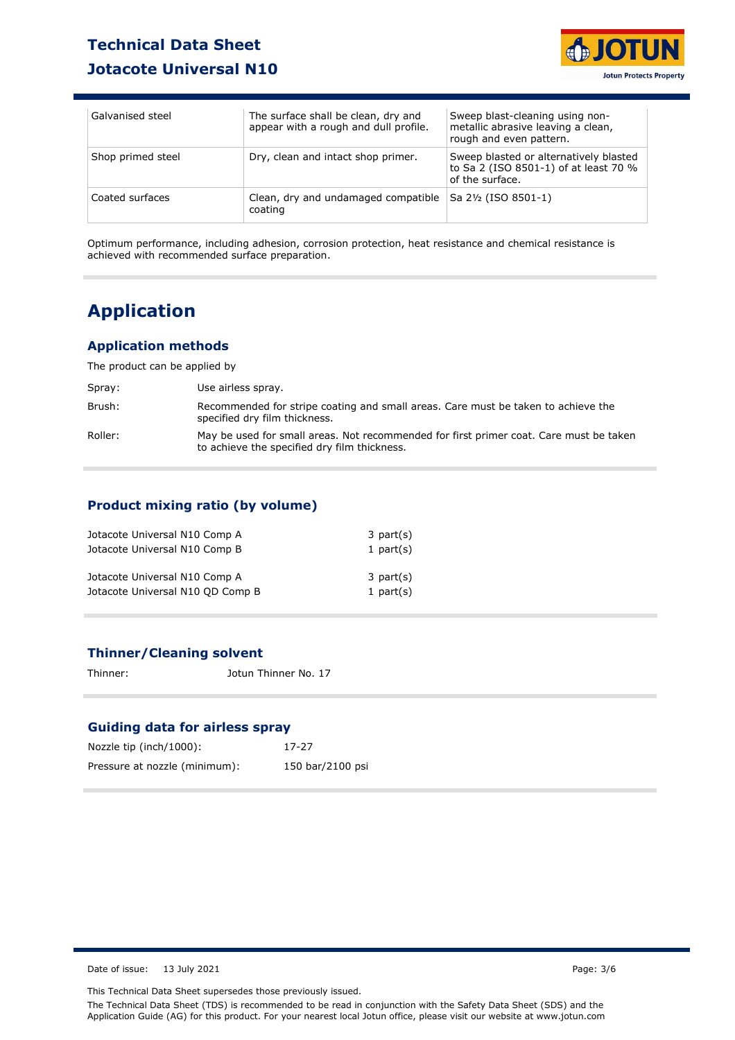| Galvanised steel | The surface shall be clean, dry and appear with a rough and dull profile. | Sweep blast-cleaning using non-metallic abrasive leaving a clean, rough and even pattern. |
|---|---|---|
| Shop primed steel | Dry, clean and intact shop primer. | Sweep blasted or alternatively blasted to Sa 2 (ISO 8501-1) of at least 70 % of the surface. |
| Coated surfaces | Clean, dry and undamaged compatible coating | Sa 2½ (ISO 8501-1) |

Optimum performance, including adhesion, corrosion protection, heat resistance and chemical resistance is achieved with recommended surface preparation.

# Application

## Application methods

The product can be applied by

| | |
|---|---|
| Spray: | Use airless spray. |
| Brush: | Recommended for stripe coating and small areas. Care must be taken to achieve the specified dry film thickness. |
| Roller: | May be used for small areas. Not recommended for first primer coat. Care must be taken to achieve the specified dry film thickness. |

## Product mixing ratio (by volume)

| | |
|---|---|
| Jotacote Universal N10 Comp A | 3 part(s) |
| Jotacote Universal N10 Comp B | 1 part(s) |
| | |
| Jotacote Universal N10 Comp A | 3 part(s) |
| Jotacote Universal N10 QD Comp B | 1 part(s) |

## Thinner/Cleaning solvent

Thinner: Jotun Thinner No. 17

## Guiding data for airless spray

| | |
|---|---|
| Nozzle tip (inch/1000): | 17-27 |
| Pressure at nozzle (minimum): | 150 bar/2100 psi |

Date of issue: 13 July 2021

This Technical Data Sheet supersedes those previously issued.

The Technical Data Sheet (TDS) is recommended to be read in conjunction with the Safety Data Sheet (SDS) and the Application Guide (AG) for this product. For your nearest local Jotun office, please visit our website at www.jotun.com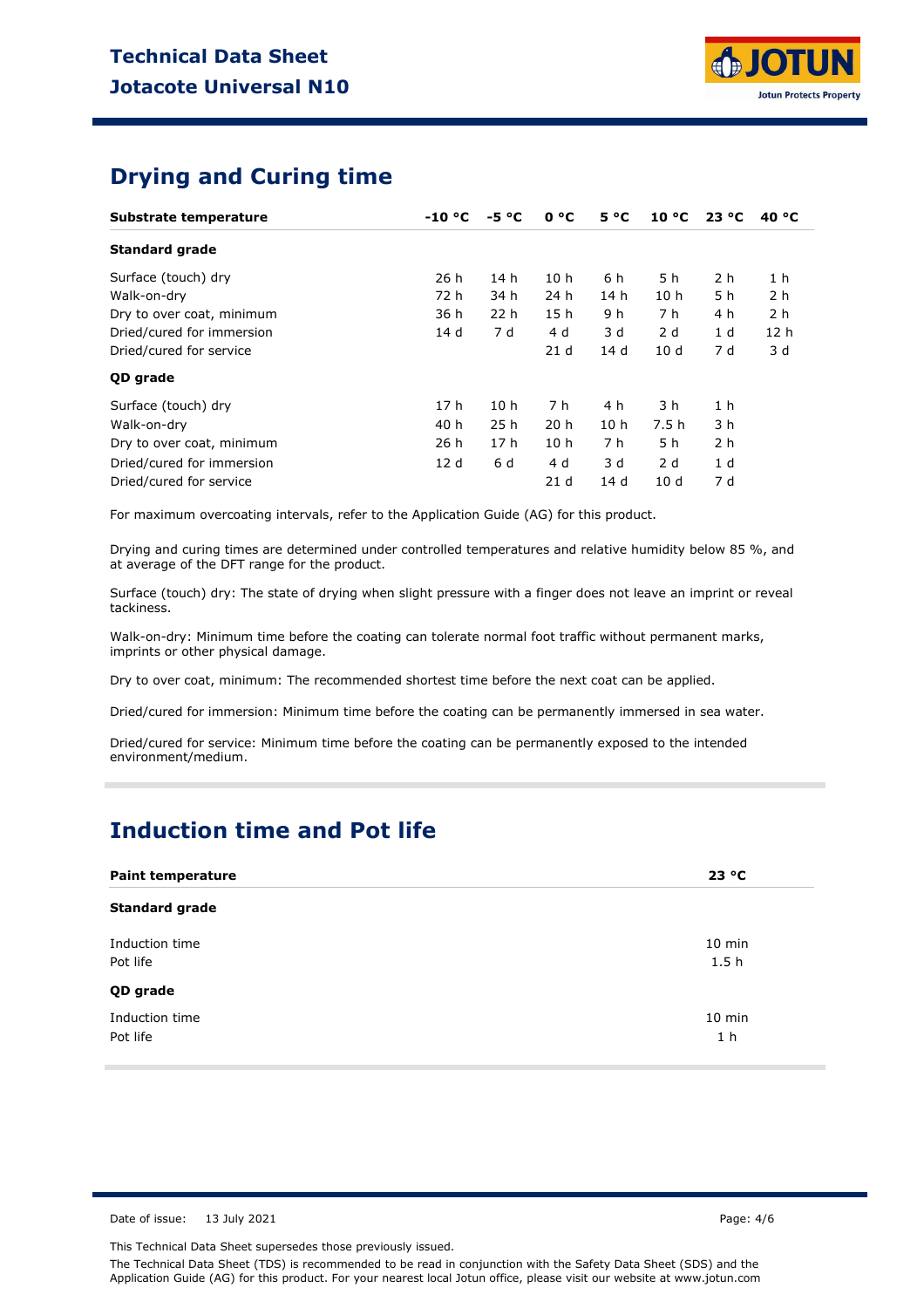## Drying and Curing time

| Substrate temperature | -10 °C | -5 °C | 0 °C | 5 °C | 10 °C | 23 °C | 40 °C |
|---|---|---|---|---|---|---|---|
| **Standard grade** | | | | | | | |
| Surface (touch) dry | 26 h | 14 h | 10 h | 6 h | 5 h | 2 h | 1 h |
| Walk-on-dry | 72 h | 34 h | 24 h | 14 h | 10 h | 5 h | 2 h |
| Dry to over coat, minimum | 36 h | 22 h | 15 h | 9 h | 7 h | 4 h | 2 h |
| Dried/cured for immersion | 14 d | 7 d | 4 d | 3 d | 2 d | 1 d | 12 h |
| Dried/cured for service | | | 21 d | 14 d | 10 d | 7 d | 3 d |
| **QD grade** | | | | | | | |
| Surface (touch) dry | 17 h | 10 h | 7 h | 4 h | 3 h | 1 h | |
| Walk-on-dry | 40 h | 25 h | 20 h | 10 h | 7.5 h | 3 h | |
| Dry to over coat, minimum | 26 h | 17 h | 10 h | 7 h | 5 h | 2 h | |
| Dried/cured for immersion | 12 d | 6 d | 4 d | 3 d | 2 d | 1 d | |
| Dried/cured for service | | | 21 d | 14 d | 10 d | 7 d | |

For maximum overcoating intervals, refer to the Application Guide (AG) for this product.

Drying and curing times are determined under controlled temperatures and relative humidity below 85 %, and at average of the DFT range for the product.

Surface (touch) dry: The state of drying when slight pressure with a finger does not leave an imprint or reveal tackiness.

Walk-on-dry: Minimum time before the coating can tolerate normal foot traffic without permanent marks, imprints or other physical damage.

Dry to over coat, minimum: The recommended shortest time before the next coat can be applied.

Dried/cured for immersion: Minimum time before the coating can be permanently immersed in sea water.

Dried/cured for service: Minimum time before the coating can be permanently exposed to the intended environment/medium.

## Induction time and Pot life

| Paint temperature | 23 °C |
|---|---|
| **Standard grade** | |
| Induction time | 10 min |
| Pot life | 1.5 h |
| **QD grade** | |
| Induction time | 10 min |
| Pot life | 1 h |

Date of issue: 13 July 2021

This Technical Data Sheet supersedes those previously issued.

The Technical Data Sheet (TDS) is recommended to be read in conjunction with the Safety Data Sheet (SDS) and the Application Guide (AG) for this product. For your nearest local Jotun office, please visit our website at www.jotun.com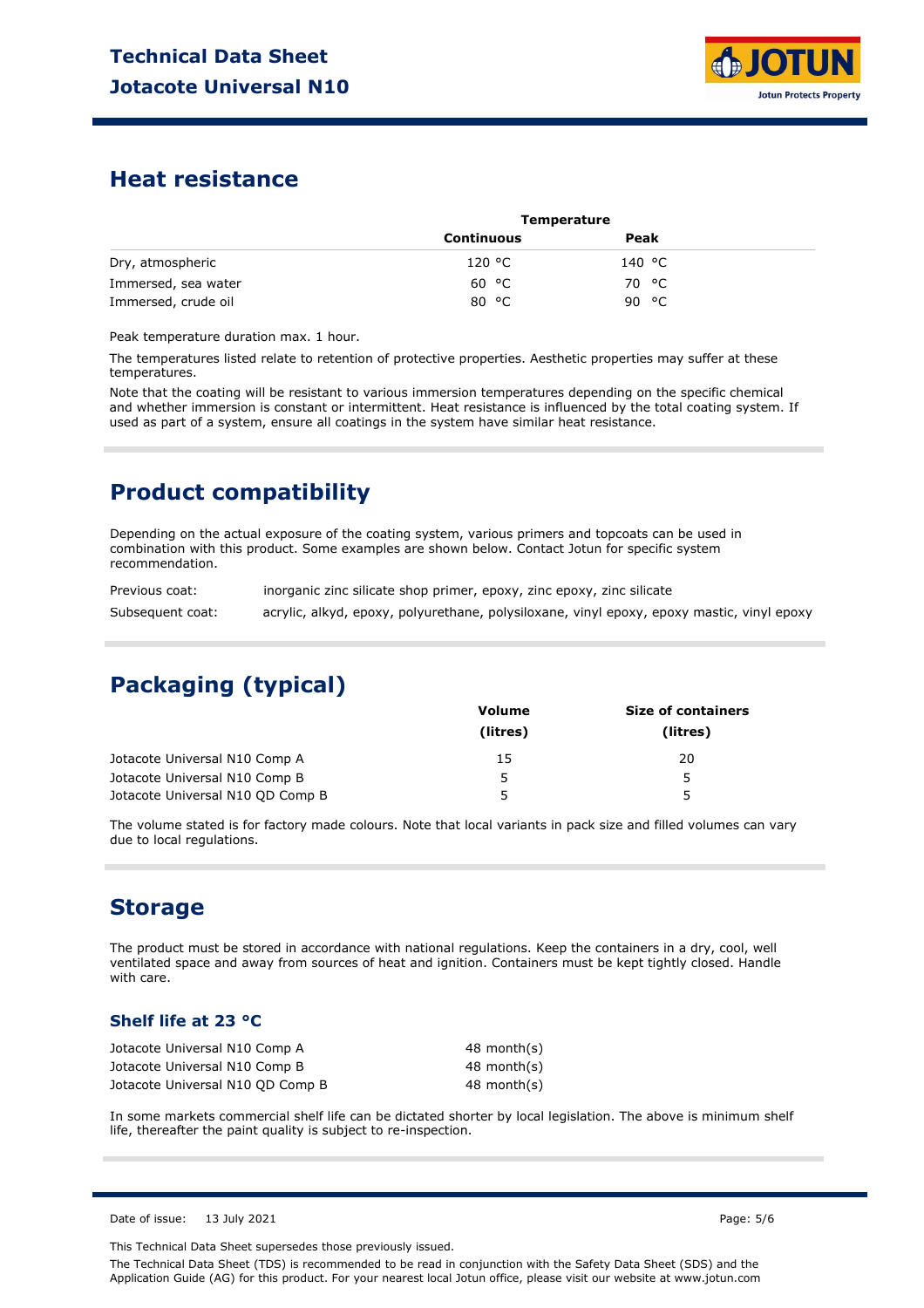## Heat resistance

| | Temperature | |
|---|---|---|
| | **Continuous** | **Peak** |
| Dry, atmospheric | 120 °C | 140 °C |
| Immersed, sea water | 60 °C | 70 °C |
| Immersed, crude oil | 80 °C | 90 °C |

Peak temperature duration max. 1 hour.

The temperatures listed relate to retention of protective properties. Aesthetic properties may suffer at these temperatures.

Note that the coating will be resistant to various immersion temperatures depending on the specific chemical and whether immersion is constant or intermittent. Heat resistance is influenced by the total coating system. If used as part of a system, ensure all coatings in the system have similar heat resistance.

## Product compatibility

Depending on the actual exposure of the coating system, various primers and topcoats can be used in combination with this product. Some examples are shown below. Contact Jotun for specific system recommendation.

| | |
|---|---|
| Previous coat: | inorganic zinc silicate shop primer, epoxy, zinc epoxy, zinc silicate |
| Subsequent coat: | acrylic, alkyd, epoxy, polyurethane, polysiloxane, vinyl epoxy, epoxy mastic, vinyl epoxy |

## Packaging (typical)

| | Volume (litres) | Size of containers (litres) |
|---|---|---|
| Jotacote Universal N10 Comp A | 15 | 20 |
| Jotacote Universal N10 Comp B | 5 | 5 |
| Jotacote Universal N10 QD Comp B | 5 | 5 |

The volume stated is for factory made colours. Note that local variants in pack size and filled volumes can vary due to local regulations.

## Storage

The product must be stored in accordance with national regulations. Keep the containers in a dry, cool, well ventilated space and away from sources of heat and ignition. Containers must be kept tightly closed. Handle with care.

### Shelf life at 23 °C

| | |
|---|---|
| Jotacote Universal N10 Comp A | 48 month(s) |
| Jotacote Universal N10 Comp B | 48 month(s) |
| Jotacote Universal N10 QD Comp B | 48 month(s) |

In some markets commercial shelf life can be dictated shorter by local legislation. The above is minimum shelf life, thereafter the paint quality is subject to re-inspection.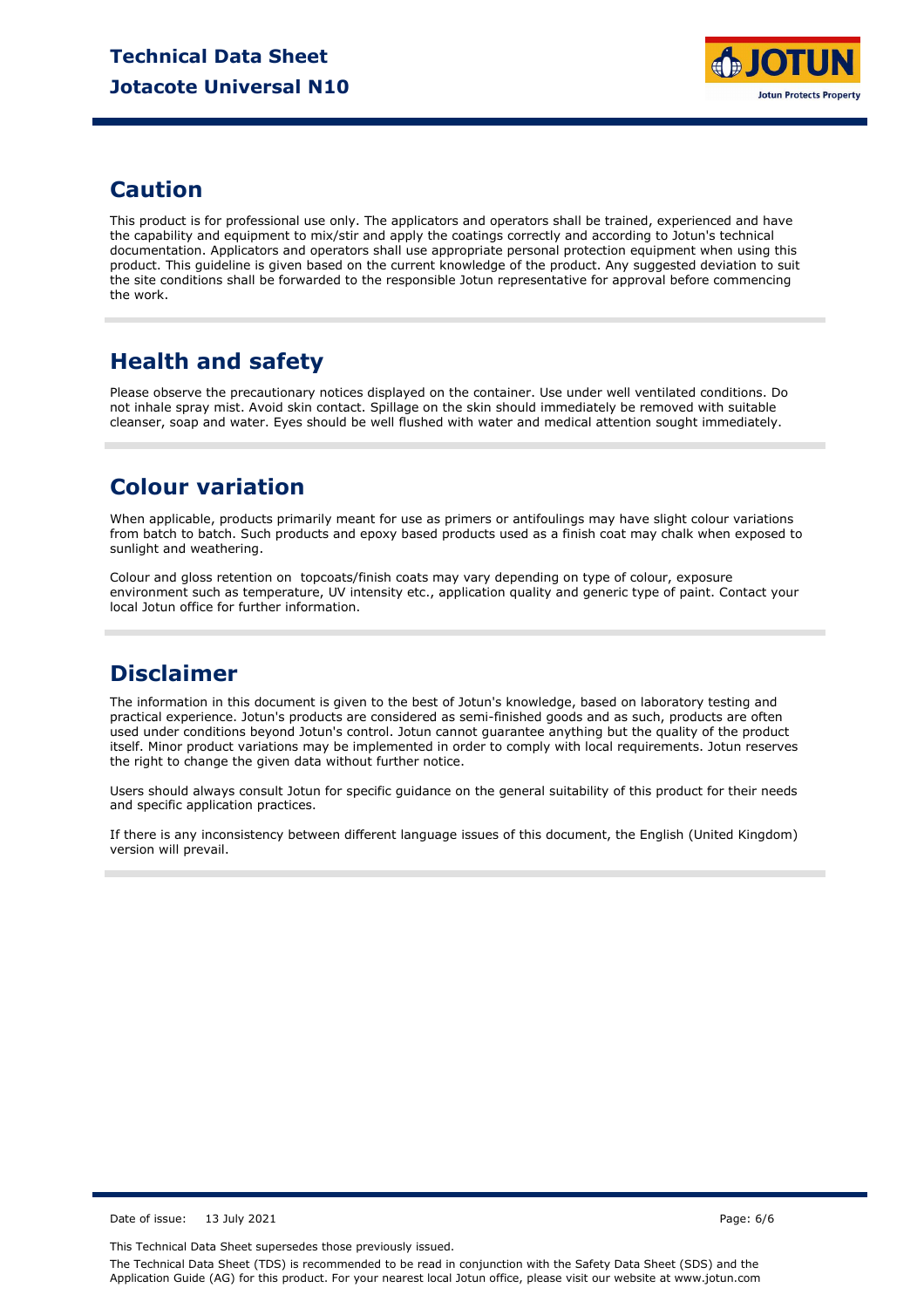## Caution

This product is for professional use only. The applicators and operators shall be trained, experienced and have the capability and equipment to mix/stir and apply the coatings correctly and according to Jotun's technical documentation. Applicators and operators shall use appropriate personal protection equipment when using this product. This guideline is given based on the current knowledge of the product. Any suggested deviation to suit the site conditions shall be forwarded to the responsible Jotun representative for approval before commencing the work.

## Health and safety

Please observe the precautionary notices displayed on the container. Use under well ventilated conditions. Do not inhale spray mist. Avoid skin contact. Spillage on the skin should immediately be removed with suitable cleanser, soap and water. Eyes should be well flushed with water and medical attention sought immediately.

## Colour variation

When applicable, products primarily meant for use as primers or antifoulings may have slight colour variations from batch to batch. Such products and epoxy based products used as a finish coat may chalk when exposed to sunlight and weathering.

Colour and gloss retention on topcoats/finish coats may vary depending on type of colour, exposure environment such as temperature, UV intensity etc., application quality and generic type of paint. Contact your local Jotun office for further information.

## Disclaimer

The information in this document is given to the best of Jotun's knowledge, based on laboratory testing and practical experience. Jotun's products are considered as semi-finished goods and as such, products are often used under conditions beyond Jotun's control. Jotun cannot guarantee anything but the quality of the product itself. Minor product variations may be implemented in order to comply with local requirements. Jotun reserves the right to change the given data without further notice.

Users should always consult Jotun for specific guidance on the general suitability of this product for their needs and specific application practices.

If there is any inconsistency between different language issues of this document, the English (United Kingdom) version will prevail.